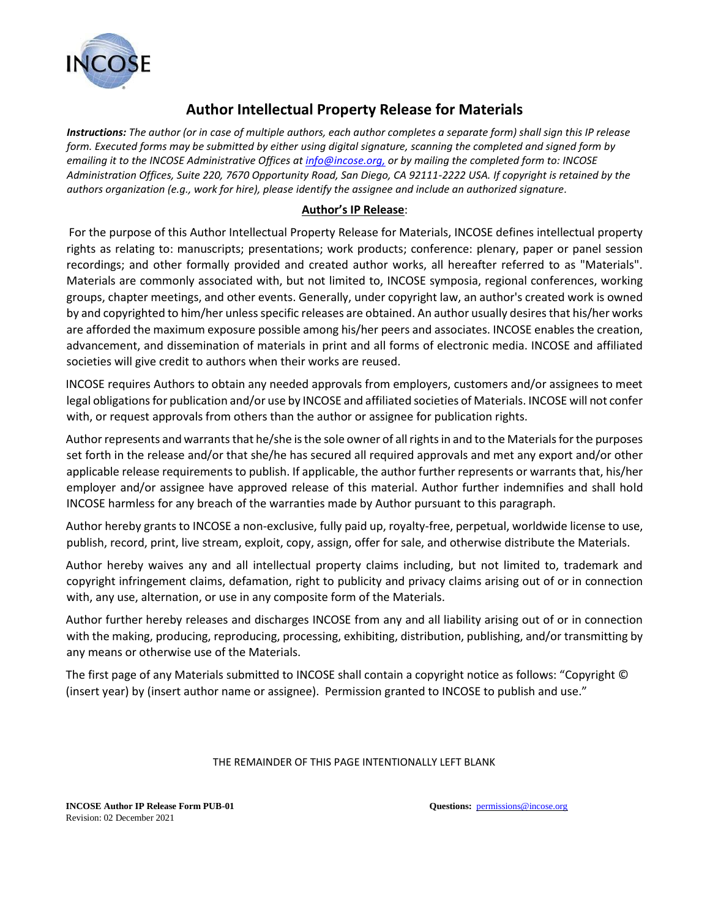# Author Intellectual Property Release for Materials

***Instructions:*** *The author (or in case of multiple authors, each author completes a separate form) shall sign this IP release form. Executed forms may be submitted by either using digital signature, scanning the completed and signed form by emailing it to the INCOSE Administrative Offices at info@incose.org, or by mailing the completed form to: INCOSE Administration Offices, Suite 220, 7670 Opportunity Road, San Diego, CA 92111-2222 USA. If copyright is retained by the authors organization (e.g., work for hire), please identify the assignee and include an authorized signature.*

## Author's IP Release:

For the purpose of this Author Intellectual Property Release for Materials, INCOSE defines intellectual property rights as relating to: manuscripts; presentations; work products; conference: plenary, paper or panel session recordings; and other formally provided and created author works, all hereafter referred to as "Materials". Materials are commonly associated with, but not limited to, INCOSE symposia, regional conferences, working groups, chapter meetings, and other events. Generally, under copyright law, an author's created work is owned by and copyrighted to him/her unless specific releases are obtained. An author usually desires that his/her works are afforded the maximum exposure possible among his/her peers and associates. INCOSE enables the creation, advancement, and dissemination of materials in print and all forms of electronic media. INCOSE and affiliated societies will give credit to authors when their works are reused.

INCOSE requires Authors to obtain any needed approvals from employers, customers and/or assignees to meet legal obligations for publication and/or use by INCOSE and affiliated societies of Materials. INCOSE will not confer with, or request approvals from others than the author or assignee for publication rights.

Author represents and warrants that he/she is the sole owner of all rights in and to the Materials for the purposes set forth in the release and/or that she/he has secured all required approvals and met any export and/or other applicable release requirements to publish. If applicable, the author further represents or warrants that, his/her employer and/or assignee have approved release of this material. Author further indemnifies and shall hold INCOSE harmless for any breach of the warranties made by Author pursuant to this paragraph.

Author hereby grants to INCOSE a non-exclusive, fully paid up, royalty-free, perpetual, worldwide license to use, publish, record, print, live stream, exploit, copy, assign, offer for sale, and otherwise distribute the Materials.

Author hereby waives any and all intellectual property claims including, but not limited to, trademark and copyright infringement claims, defamation, right to publicity and privacy claims arising out of or in connection with, any use, alternation, or use in any composite form of the Materials.

Author further hereby releases and discharges INCOSE from any and all liability arising out of or in connection with the making, producing, reproducing, processing, exhibiting, distribution, publishing, and/or transmitting by any means or otherwise use of the Materials.

The first page of any Materials submitted to INCOSE shall contain a copyright notice as follows: "Copyright © (insert year) by (insert author name or assignee). Permission granted to INCOSE to publish and use."

THE REMAINDER OF THIS PAGE INTENTIONALLY LEFT BLANK

**INCOSE Author IP Release Form PUB-01**
Revision: 02 December 2021

**Questions:** permissions@incose.org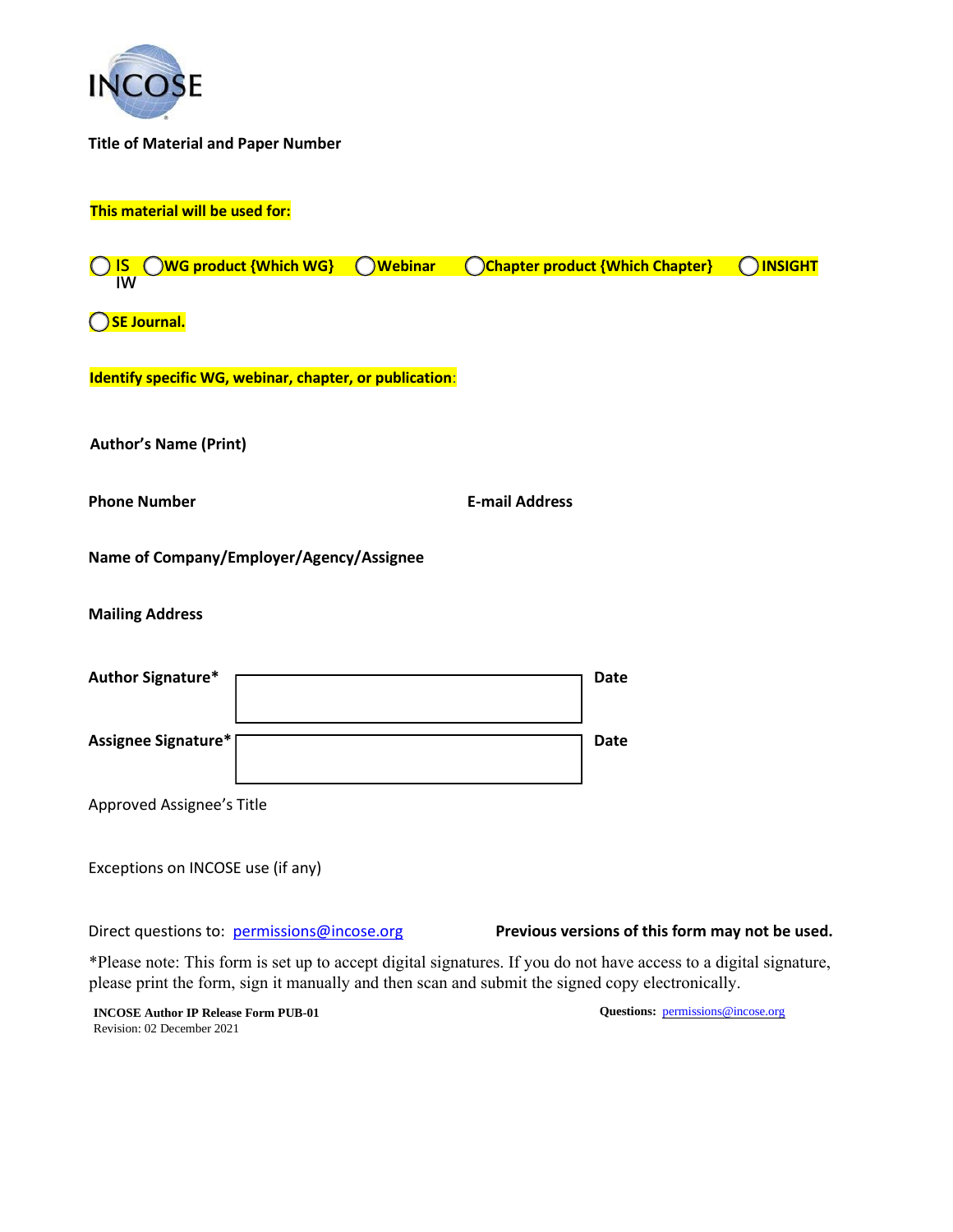**Title of Material and Paper Number**

**This material will be used for:**

◯ IS IW ◯ **WG product {Which WG}** ◯ **Webinar** ◯ **Chapter product {Which Chapter}** ◯ **INSIGHT**

◯ **SE Journal.**

**Identify specific WG, webinar, chapter, or publication**:

**Author's Name (Print)**

**Phone Number** **E-mail Address**

**Name of Company/Employer/Agency/Assignee**

**Mailing Address**

**Author Signature*** **Date**

**Assignee Signature*** **Date**

Approved Assignee's Title

Exceptions on INCOSE use (if any)

Direct questions to: permissions@incose.org **Previous versions of this form may not be used.**

*Please note: This form is set up to accept digital signatures. If you do not have access to a digital signature, please print the form, sign it manually and then scan and submit the signed copy electronically.

**INCOSE Author IP Release Form PUB-01**
Revision: 02 December 2021

**Questions:** permissions@incose.org